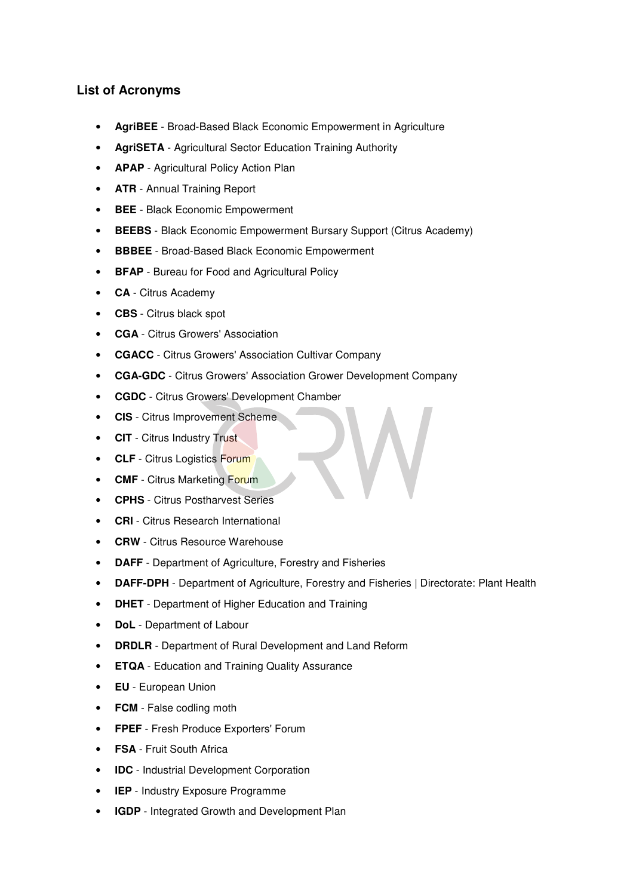## List of Acronyms

- **AgriBEE** - Broad-Based Black Economic Empowerment in Agriculture
- **AgriSETA** - Agricultural Sector Education Training Authority
- **APAP** - Agricultural Policy Action Plan
- **ATR** - Annual Training Report
- **BEE** - Black Economic Empowerment
- **BEEBS** - Black Economic Empowerment Bursary Support (Citrus Academy)
- **BBBEE** - Broad-Based Black Economic Empowerment
- **BFAP** - Bureau for Food and Agricultural Policy
- **CA** - Citrus Academy
- **CBS** - Citrus black spot
- **CGA** - Citrus Growers' Association
- **CGACC** - Citrus Growers' Association Cultivar Company
- **CGA-GDC** - Citrus Growers' Association Grower Development Company
- **CGDC** - Citrus Growers' Development Chamber
- **CIS** - Citrus Improvement Scheme
- **CIT** - Citrus Industry Trust
- **CLF** - Citrus Logistics Forum
- **CMF** - Citrus Marketing Forum
- **CPHS** - Citrus Postharvest Series
- **CRI** - Citrus Research International
- **CRW** - Citrus Resource Warehouse
- **DAFF** - Department of Agriculture, Forestry and Fisheries
- **DAFF-DPH** - Department of Agriculture, Forestry and Fisheries | Directorate: Plant Health
- **DHET** - Department of Higher Education and Training
- **DoL** - Department of Labour
- **DRDLR** - Department of Rural Development and Land Reform
- **ETQA** - Education and Training Quality Assurance
- **EU** - European Union
- **FCM** - False codling moth
- **FPEF** - Fresh Produce Exporters' Forum
- **FSA** - Fruit South Africa
- **IDC** - Industrial Development Corporation
- **IEP** - Industry Exposure Programme
- **IGDP** - Integrated Growth and Development Plan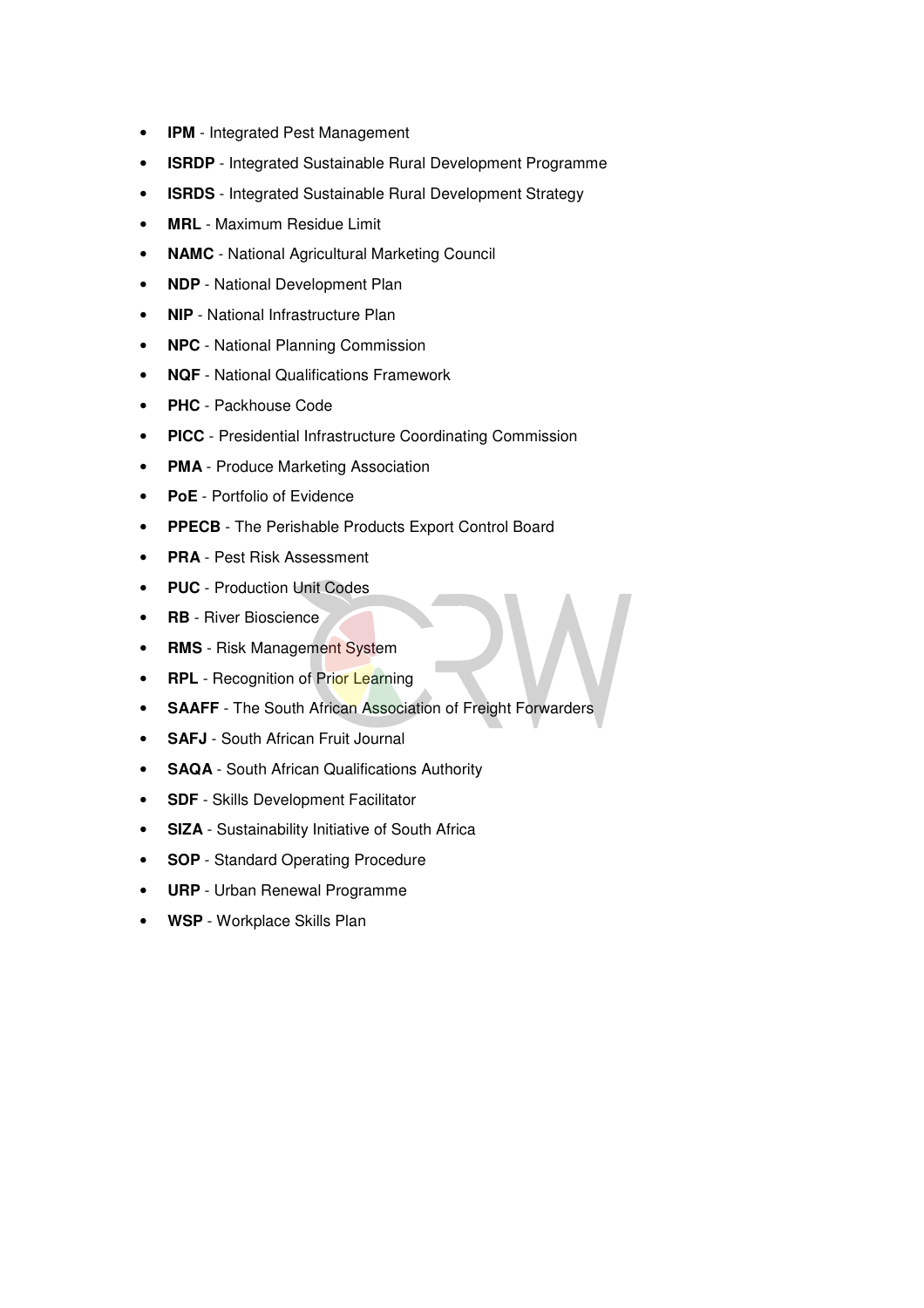- **IPM** - Integrated Pest Management
- **ISRDP** - Integrated Sustainable Rural Development Programme
- **ISRDS** - Integrated Sustainable Rural Development Strategy
- **MRL** - Maximum Residue Limit
- **NAMC** - National Agricultural Marketing Council
- **NDP** - National Development Plan
- **NIP** - National Infrastructure Plan
- **NPC** - National Planning Commission
- **NQF** - National Qualifications Framework
- **PHC** - Packhouse Code
- **PICC** - Presidential Infrastructure Coordinating Commission
- **PMA** - Produce Marketing Association
- **PoE** - Portfolio of Evidence
- **PPECB** - The Perishable Products Export Control Board
- **PRA** - Pest Risk Assessment
- **PUC** - Production Unit Codes
- **RB** - River Bioscience
- **RMS** - Risk Management System
- **RPL** - Recognition of Prior Learning
- **SAAFF** - The South African Association of Freight Forwarders
- **SAFJ** - South African Fruit Journal
- **SAQA** - South African Qualifications Authority
- **SDF** - Skills Development Facilitator
- **SIZA** - Sustainability Initiative of South Africa
- **SOP** - Standard Operating Procedure
- **URP** - Urban Renewal Programme
- **WSP** - Workplace Skills Plan